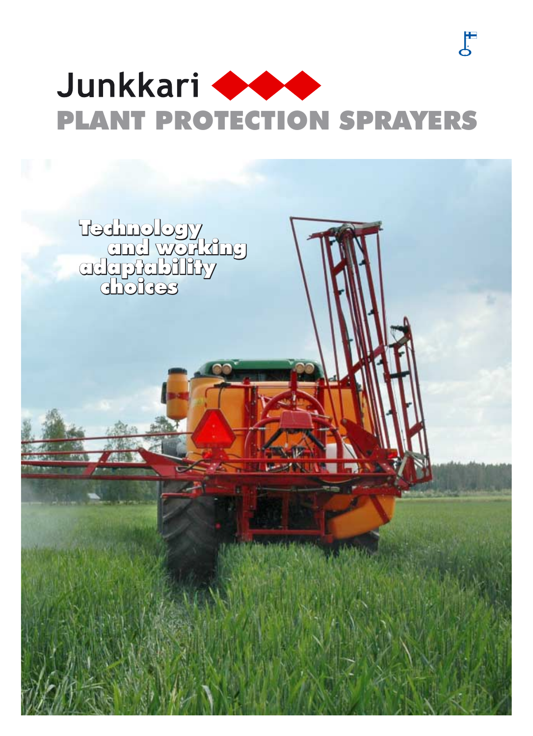# Junkkari

## PLANT PROTECTION SPRAYERS

Technology and working adaptability choices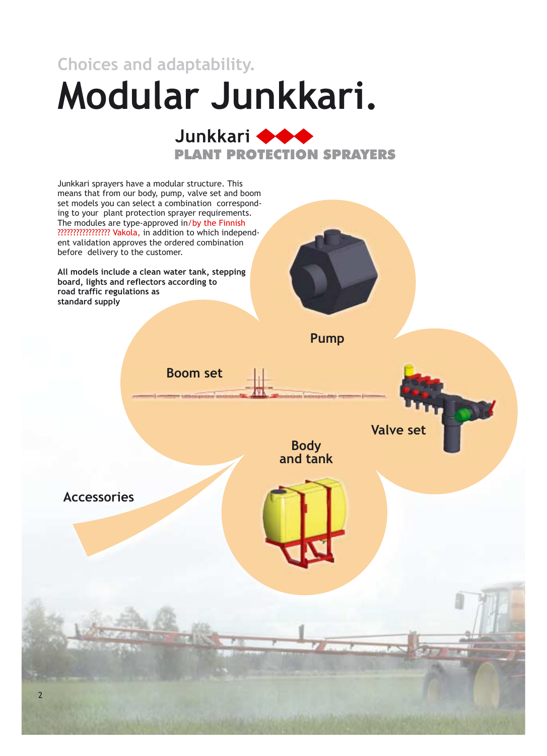Choices and adaptability.

# Modular Junkkari.

Junkkari
PLANT PROTECTION SPRAYERS

Junkkari sprayers have a modular structure. This means that from our body, pump, valve set and boom set models you can select a combination corresponding to your plant protection sprayer requirements. The modules are type-approved in/by the Finnish ???????????????? Vakola, in addition to which independent validation approves the ordered combination before delivery to the customer.

**All models include a clean water tank, stepping board, lights and reflectors according to road traffic regulations as standard supply**

Pump

Boom set

Valve set

Body and tank

Accessories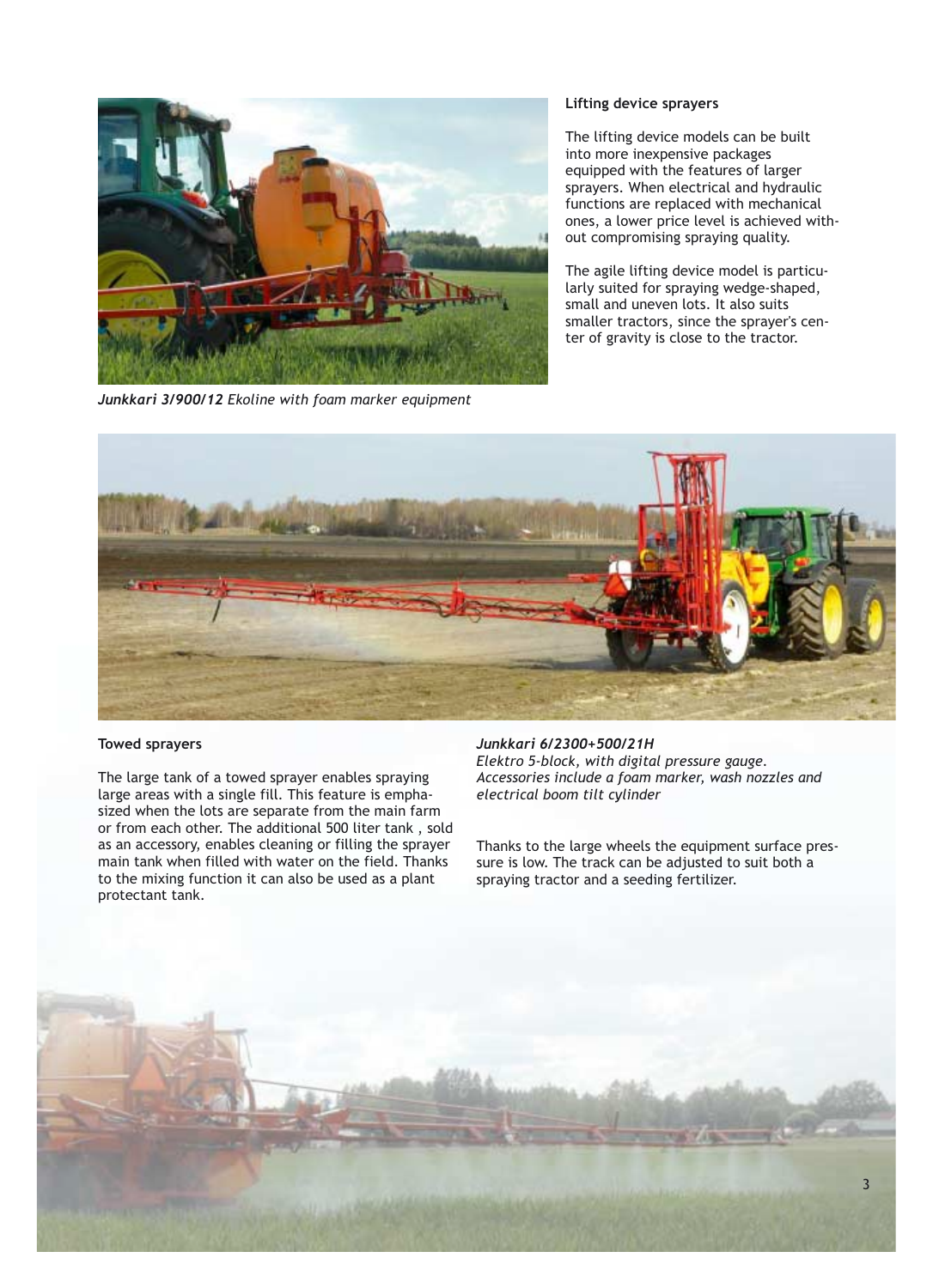*Junkkari 3/900/12 Ekoline with foam marker equipment*

## Lifting device sprayers

The lifting device models can be built into more inexpensive packages equipped with the features of larger sprayers. When electrical and hydraulic functions are replaced with mechanical ones, a lower price level is achieved without compromising spraying quality.

The agile lifting device model is particularly suited for spraying wedge-shaped, small and uneven lots. It also suits smaller tractors, since the sprayer's center of gravity is close to the tractor.

## Towed sprayers

The large tank of a towed sprayer enables spraying large areas with a single fill. This feature is emphasized when the lots are separate from the main farm or from each other. The additional 500 liter tank , sold as an accessory, enables cleaning or filling the sprayer main tank when filled with water on the field. Thanks to the mixing function it can also be used as a plant protectant tank.

***Junkkari 6/2300+500/21H***
*Elektro 5-block, with digital pressure gauge. Accessories include a foam marker, wash nozzles and electrical boom tilt cylinder*

Thanks to the large wheels the equipment surface pressure is low. The track can be adjusted to suit both a spraying tractor and a seeding fertilizer.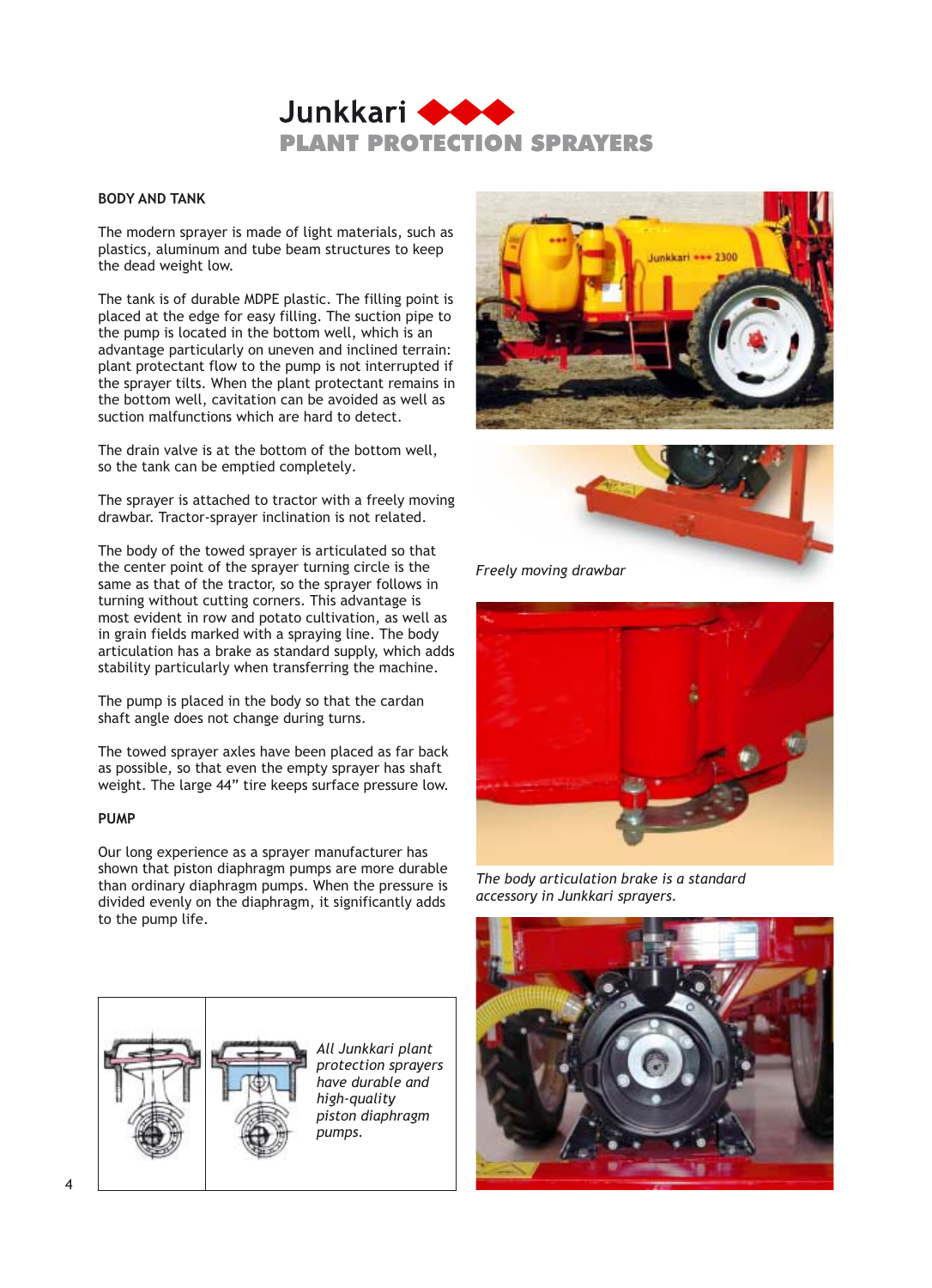# Junkkari

## PLANT PROTECTION SPRAYERS

### BODY AND TANK

The modern sprayer is made of light materials, such as plastics, aluminum and tube beam structures to keep the dead weight low.

The tank is of durable MDPE plastic. The filling point is placed at the edge for easy filling. The suction pipe to the pump is located in the bottom well, which is an advantage particularly on uneven and inclined terrain: plant protectant flow to the pump is not interrupted if the sprayer tilts. When the plant protectant remains in the bottom well, cavitation can be avoided as well as suction malfunctions which are hard to detect.

The drain valve is at the bottom of the bottom well, so the tank can be emptied completely.

The sprayer is attached to tractor with a freely moving drawbar. Tractor-sprayer inclination is not related.

The body of the towed sprayer is articulated so that the center point of the sprayer turning circle is the same as that of the tractor, so the sprayer follows in turning without cutting corners. This advantage is most evident in row and potato cultivation, as well as in grain fields marked with a spraying line. The body articulation has a brake as standard supply, which adds stability particularly when transferring the machine.

The pump is placed in the body so that the cardan shaft angle does not change during turns.

The towed sprayer axles have been placed as far back as possible, so that even the empty sprayer has shaft weight. The large 44" tire keeps surface pressure low.

### PUMP

Our long experience as a sprayer manufacturer has shown that piston diaphragm pumps are more durable than ordinary diaphragm pumps. When the pressure is divided evenly on the diaphragm, it significantly adds to the pump life.

*All Junkkari plant protection sprayers have durable and high-quality piston diaphragm pumps.*

*Freely moving drawbar*

*The body articulation brake is a standard accessory in Junkkari sprayers.*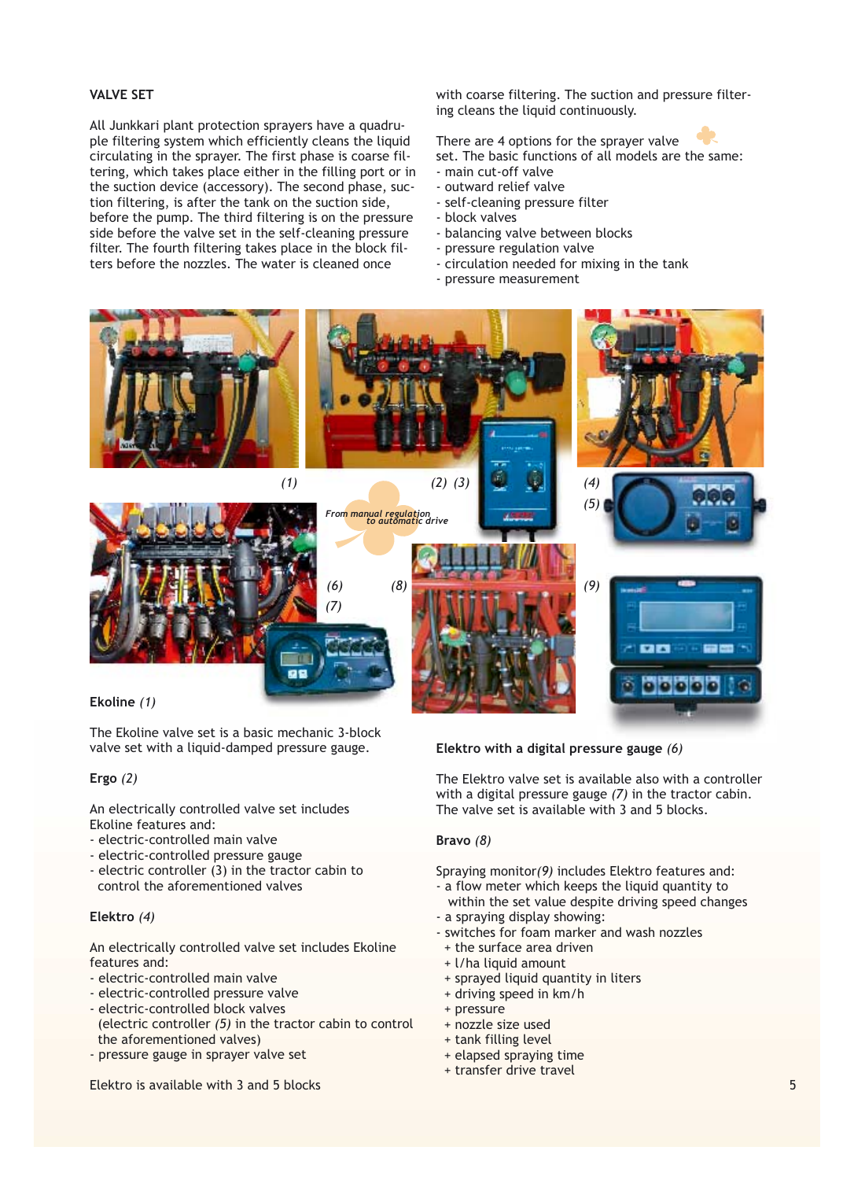## VALVE SET

All Junkkari plant protection sprayers have a quadruple filtering system which efficiently cleans the liquid circulating in the sprayer. The first phase is coarse filtering, which takes place either in the filling port or in the suction device (accessory). The second phase, suction filtering, is after the tank on the suction side, before the pump. The third filtering is on the pressure side before the valve set in the self-cleaning pressure filter. The fourth filtering takes place in the block filters before the nozzles. The water is cleaned once with coarse filtering. The suction and pressure filtering cleans the liquid continuously.

There are 4 options for the sprayer valve set. The basic functions of all models are the same:
- main cut-off valve
- outward relief valve
- self-cleaning pressure filter
- block valves
- balancing valve between blocks
- pressure regulation valve
- circulation needed for mixing in the tank
- pressure measurement

(1) (2) (3) (4) (5)

From manual regulation to automatic drive

(6) (7) (8) (9)

**Ekoline** *(1)*

The Ekoline valve set is a basic mechanic 3-block valve set with a liquid-damped pressure gauge.

**Ergo** *(2)*

An electrically controlled valve set includes Ekoline features and:
- electric-controlled main valve
- electric-controlled pressure gauge
- electric controller (3) in the tractor cabin to control the aforementioned valves

**Elektro** *(4)*

An electrically controlled valve set includes Ekoline features and:
- electric-controlled main valve
- electric-controlled pressure valve
- electric-controlled block valves (electric controller *(5)* in the tractor cabin to control the aforementioned valves)
- pressure gauge in sprayer valve set

Elektro is available with 3 and 5 blocks

**Elektro with a digital pressure gauge** *(6)*

The Elektro valve set is available also with a controller with a digital pressure gauge *(7)* in the tractor cabin. The valve set is available with 3 and 5 blocks.

**Bravo** *(8)*

Spraying monitor*(9)* includes Elektro features and:
- a flow meter which keeps the liquid quantity to within the set value despite driving speed changes
- a spraying display showing:
- switches for foam marker and wash nozzles
  + the surface area driven
  + l/ha liquid amount
  + sprayed liquid quantity in liters
  + driving speed in km/h
  + pressure
  + nozzle size used
  + tank filling level
  + elapsed spraying time
  + transfer drive travel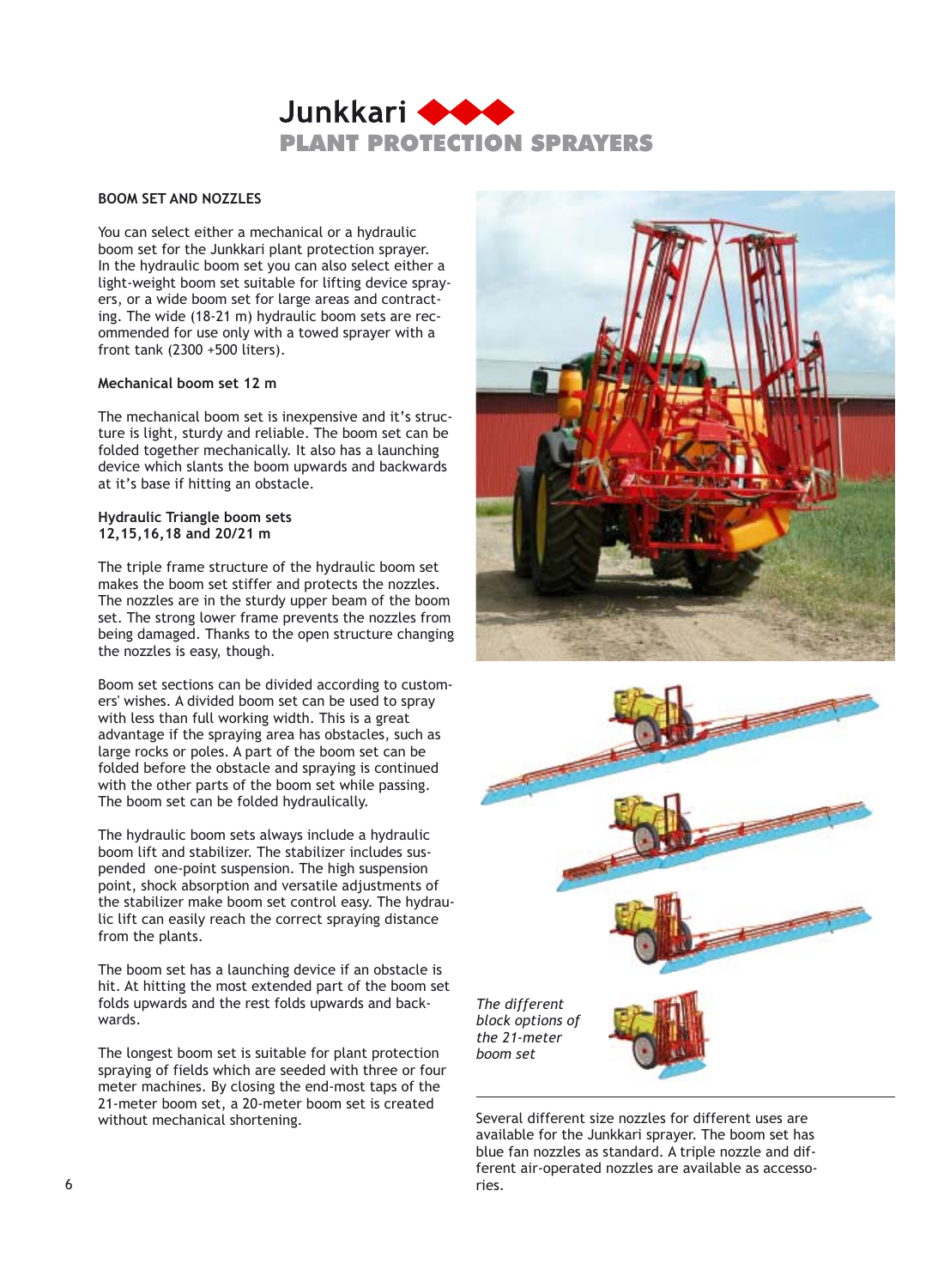# Junkkari

## PLANT PROTECTION SPRAYERS

### BOOM SET AND NOZZLES

You can select either a mechanical or a hydraulic boom set for the Junkkari plant protection sprayer. In the hydraulic boom set you can also select either a light-weight boom set suitable for lifting device sprayers, or a wide boom set for large areas and contracting. The wide (18-21 m) hydraulic boom sets are recommended for use only with a towed sprayer with a front tank (2300 +500 liters).

**Mechanical boom set 12 m**

The mechanical boom set is inexpensive and it's structure is light, sturdy and reliable. The boom set can be folded together mechanically. It also has a launching device which slants the boom upwards and backwards at it's base if hitting an obstacle.

**Hydraulic Triangle boom sets 12,15,16,18 and 20/21 m**

The triple frame structure of the hydraulic boom set makes the boom set stiffer and protects the nozzles. The nozzles are in the sturdy upper beam of the boom set. The strong lower frame prevents the nozzles from being damaged. Thanks to the open structure changing the nozzles is easy, though.

Boom set sections can be divided according to customers' wishes. A divided boom set can be used to spray with less than full working width. This is a great advantage if the spraying area has obstacles, such as large rocks or poles. A part of the boom set can be folded before the obstacle and spraying is continued with the other parts of the boom set while passing. The boom set can be folded hydraulically.

The hydraulic boom sets always include a hydraulic boom lift and stabilizer. The stabilizer includes suspended one-point suspension. The high suspension point, shock absorption and versatile adjustments of the stabilizer make boom set control easy. The hydraulic lift can easily reach the correct spraying distance from the plants.

The boom set has a launching device if an obstacle is hit. At hitting the most extended part of the boom set folds upwards and the rest folds upwards and backwards.

The longest boom set is suitable for plant protection spraying of fields which are seeded with three or four meter machines. By closing the end-most taps of the 21-meter boom set, a 20-meter boom set is created without mechanical shortening.

*The different block options of the 21-meter boom set*

Several different size nozzles for different uses are available for the Junkkari sprayer. The boom set has blue fan nozzles as standard. A triple nozzle and different air-operated nozzles are available as accessories.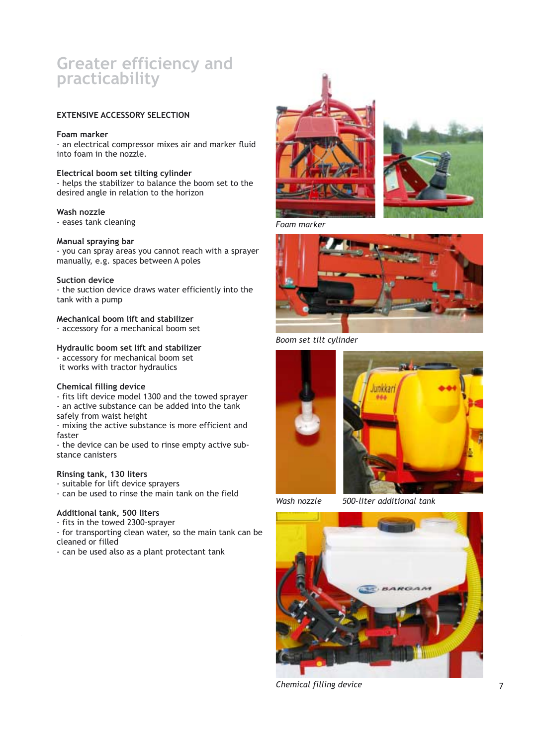# Greater efficiency and practicability

## EXTENSIVE ACCESSORY SELECTION

**Foam marker**
- an electrical compressor mixes air and marker fluid into foam in the nozzle.

**Electrical boom set tilting cylinder**
- helps the stabilizer to balance the boom set to the desired angle in relation to the horizon

**Wash nozzle**
- eases tank cleaning

**Manual spraying bar**
- you can spray areas you cannot reach with a sprayer manually, e.g. spaces between A poles

**Suction device**
- the suction device draws water efficiently into the tank with a pump

**Mechanical boom lift and stabilizer**
- accessory for a mechanical boom set

**Hydraulic boom set lift and stabilizer**
- accessory for mechanical boom set it works with tractor hydraulics

**Chemical filling device**
- fits lift device model 1300 and the towed sprayer
- an active substance can be added into the tank safely from waist height
- mixing the active substance is more efficient and faster
- the device can be used to rinse empty active substance canisters

**Rinsing tank, 130 liters**
- suitable for lift device sprayers
- can be used to rinse the main tank on the field

**Additional tank, 500 liters**
- fits in the towed 2300-sprayer
- for transporting clean water, so the main tank can be cleaned or filled
- can be used also as a plant protectant tank

*Foam marker*

*Boom set tilt cylinder*

*Wash nozzle*

*500-liter additional tank*

*Chemical filling device*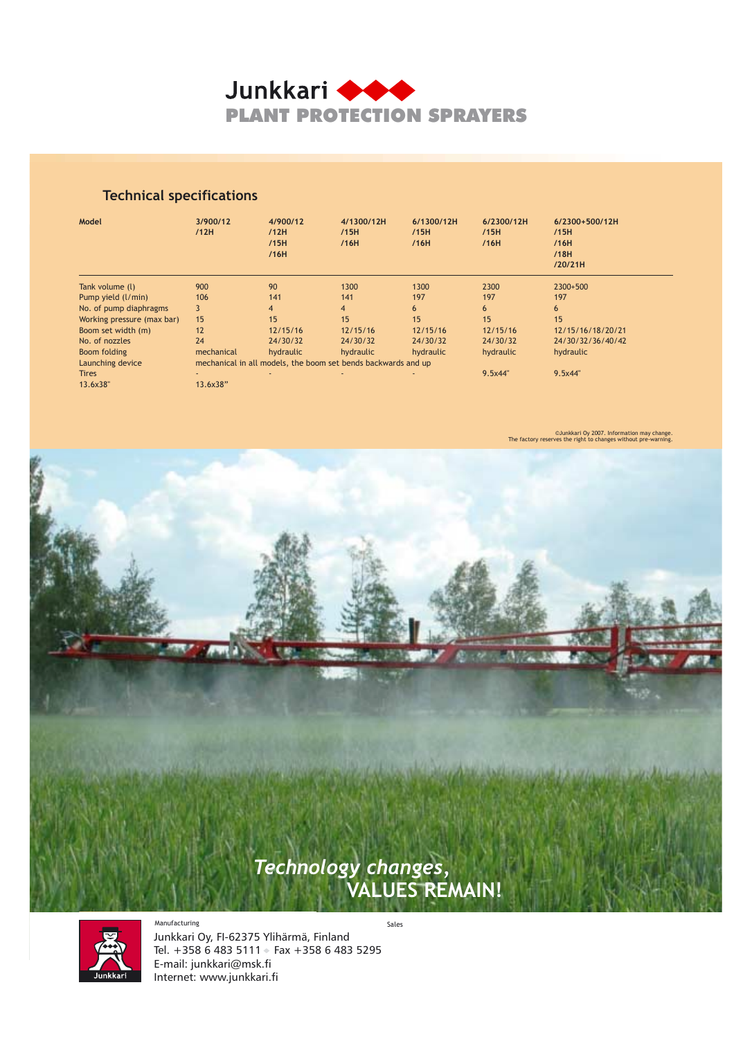# Junkkari PLANT PROTECTION SPRAYERS

## Technical specifications

| Model | 3/900/12 /12H | 4/900/12 /12H /15H /16H | 4/1300/12H /15H /16H | 6/1300/12H /15H /16H | 6/2300/12H /15H /16H | 6/2300+500/12H /15H /16H /18H /20/21H |
|---|---|---|---|---|---|---|
| Tank volume (l) | 900 | 90 | 1300 | 1300 | 2300 | 2300+500 |
| Pump yield (l/min) | 106 | 141 | 141 | 197 | 197 | 197 |
| No. of pump diaphragms | 3 | 4 | 4 | 6 | 6 | 6 |
| Working pressure (max bar) | 15 | 15 | 15 | 15 | 15 | 15 |
| Boom set width (m) | 12 | 12/15/16 | 12/15/16 | 12/15/16 | 12/15/16 | 12/15/16/18/20/21 |
| No. of nozzles | 24 | 24/30/32 | 24/30/32 | 24/30/32 | 24/30/32 | 24/30/32/36/40/42 |
| Boom folding | mechanical | hydraulic | hydraulic | hydraulic | hydraulic | hydraulic |
| Launching device | mechanical in all models, the boom set bends backwards and up | | | | | |
| Tires | - | - | - | - | 9.5x44" | 9.5x44" |
| 13.6x38" | 13.6x38" | | | | | |

©Junkkari Oy 2007. Information may change.
The factory reserves the right to changes without pre-warning.

*Technology changes,*
**VALUES REMAIN!**

Manufacturing

Junkkari Oy, FI-62375 Ylihärmä, Finland
Tel. +358 6 483 5111 • Fax +358 6 483 5295
E-mail: junkkari@msk.fi
Internet: www.junkkari.fi

Sales